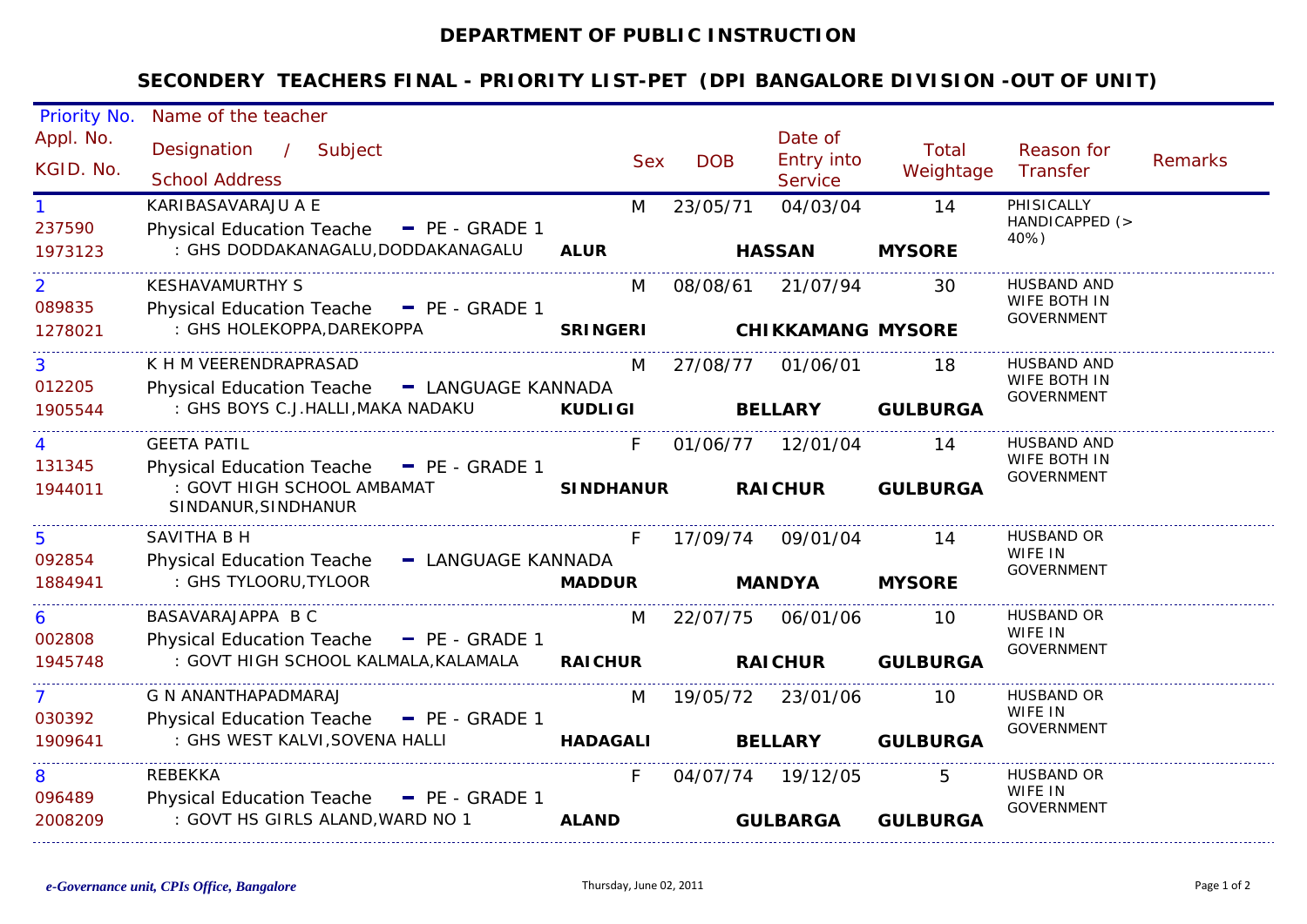# DEPARTMENT OF PUBLIC INSTRUCTION

## SECONDERY TEACHERS FINAL - PRIORITY LIST-PET (DPI BANGALORE DIVISION -OUT OF UNIT)

| Priority No. / Appl. No. / KGID. No. | Name of the teacher / Designation / Subject / School Address | Sex | DOB | Date of Entry into Service | Total Weightage | Reason for Transfer | Remarks |
|---|---|---|---|---|---|---|---|
| 1<br>237590<br>1973123 | KARIBASAVARAJU A E<br>Physical Education Teache - PE - GRADE 1<br>: GHS DODDAKANAGALU,DODDAKANAGALU **ALUR** **HASSAN** **MYSORE** | M | 23/05/71 | 04/03/04 | 14 | PHISICALLY HANDICAPPED (> 40%) | |
| 2<br>089835<br>1278021 | KESHAVAMURTHY S<br>Physical Education Teache - PE - GRADE 1<br>: GHS HOLEKOPPA,DAREKOPPA **SRINGERI** **CHIKKAMANG** **MYSORE** | M | 08/08/61 | 21/07/94 | 30 | HUSBAND AND WIFE BOTH IN GOVERNMENT | |
| 3<br>012205<br>1905544 | K H M VEERENDRAPRASAD<br>Physical Education Teache - LANGUAGE KANNADA<br>: GHS BOYS C.J.HALLI,MAKA NADAKU **KUDLIGI** **BELLARY** **GULBURGA** | M | 27/08/77 | 01/06/01 | 18 | HUSBAND AND WIFE BOTH IN GOVERNMENT | |
| 4<br>131345<br>1944011 | GEETA PATIL<br>Physical Education Teache - PE - GRADE 1<br>: GOVT HIGH SCHOOL AMBAMAT SINDANUR,SINDHANUR **SINDHANUR** **RAICHUR** **GULBURGA** | F | 01/06/77 | 12/01/04 | 14 | HUSBAND AND WIFE BOTH IN GOVERNMENT | |
| 5<br>092854<br>1884941 | SAVITHA B H<br>Physical Education Teache - LANGUAGE KANNADA<br>: GHS TYLOORU,TYLOOR **MADDUR** **MANDYA** **MYSORE** | F | 17/09/74 | 09/01/04 | 14 | HUSBAND OR WIFE IN GOVERNMENT | |
| 6<br>002808<br>1945748 | BASAVARAJAPPA B C<br>Physical Education Teache - PE - GRADE 1<br>: GOVT HIGH SCHOOL KALMALA,KALAMALA **RAICHUR** **RAICHUR** **GULBURGA** | M | 22/07/75 | 06/01/06 | 10 | HUSBAND OR WIFE IN GOVERNMENT | |
| 7<br>030392<br>1909641 | G N ANANTHAPADMARAJ<br>Physical Education Teache - PE - GRADE 1<br>: GHS WEST KALVI,SOVENA HALLI **HADAGALI** **BELLARY** **GULBURGA** | M | 19/05/72 | 23/01/06 | 10 | HUSBAND OR WIFE IN GOVERNMENT | |
| 8<br>096489<br>2008209 | REBEKKA<br>Physical Education Teache - PE - GRADE 1<br>: GOVT HS GIRLS ALAND,WARD NO 1 **ALAND** **GULBARGA** **GULBURGA** | F | 04/07/74 | 19/12/05 | 5 | HUSBAND OR WIFE IN GOVERNMENT | |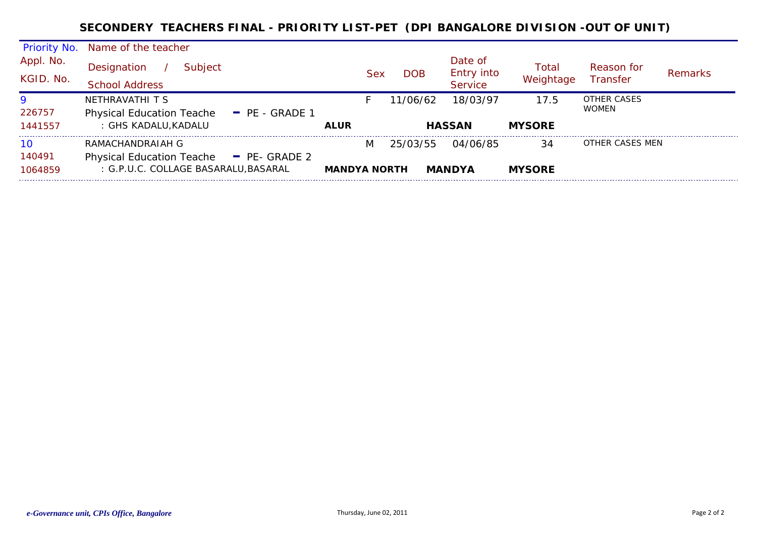## SECONDERY TEACHERS FINAL - PRIORITY LIST-PET (DPI BANGALORE DIVISION -OUT OF UNIT)

| Priority No. / Appl. No. / KGID. No. | Name of the teacher / Designation / Subject / School Address | | Sex | DOB | Date of Entry into Service | Total Weightage | Reason for Transfer | Remarks |
|---|---|---|---|---|---|---|---|---|
| 9 | NETHRAVATHI T S | | F | 11/06/62 | 18/03/97 | 17.5 | OTHER CASES WOMEN | |
| 226757 | Physical Education Teache - PE - GRADE 1 | | | | | | | |
| 1441557 | : GHS KADALU,KADALU | **ALUR** | | | **HASSAN** | **MYSORE** | | |
| 10 | RAMACHANDRAIAH G | | M | 25/03/55 | 04/06/85 | 34 | OTHER CASES MEN | |
| 140491 | Physical Education Teache - PE- GRADE 2 | | | | | | | |
| 1064859 | : G.P.U.C. COLLAGE BASARALU,BASARAL | **MANDYA NORTH** | | | **MANDYA** | **MYSORE** | | |

*e-Governance unit, CPIs Office, Bangalore*

Thursday, June 02, 2011